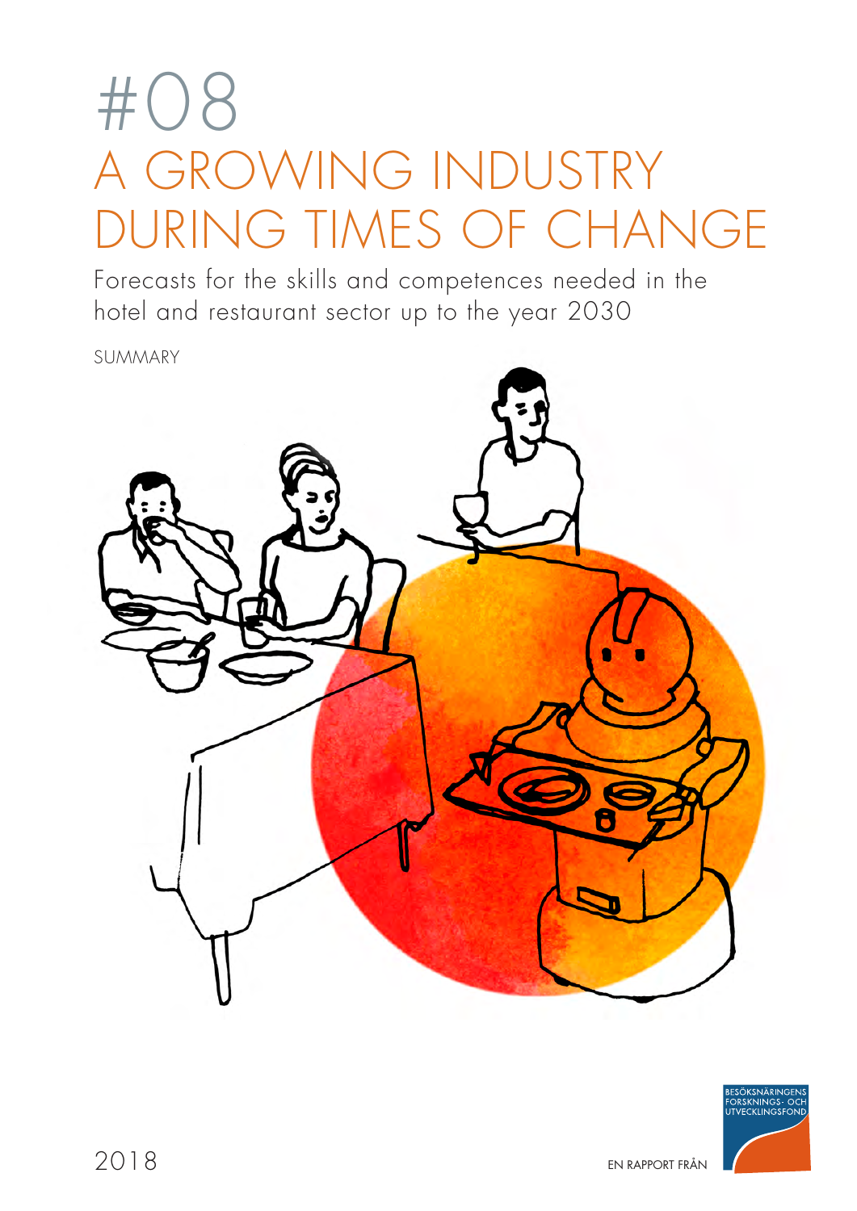# #08
# A GROWING INDUSTRY DURING TIMES OF CHANGE

Forecasts for the skills and competences needed in the hotel and restaurant sector up to the year 2030

SUMMARY

2018

EN RAPPORT FRÅN

BESÖKSNÄRINGENS FORSKNINGS- OCH UTVECKLINGSFOND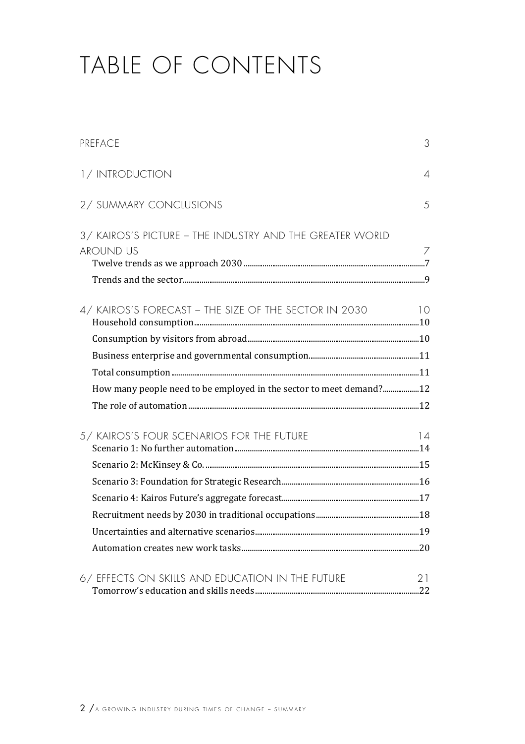# TABLE OF CONTENTS

PREFACE 3

1/ INTRODUCTION 4

2/ SUMMARY CONCLUSIONS 5

3/ KAIROS'S PICTURE – THE INDUSTRY AND THE GREATER WORLD AROUND US 7

- Twelve trends as we approach 2030 .....7
- Trends and the sector.....9

4/ KAIROS'S FORECAST – THE SIZE OF THE SECTOR IN 2030 10

- Household consumption.....10
- Consumption by visitors from abroad.....10
- Business enterprise and governmental consumption.....11
- Total consumption.....11
- How many people need to be employed in the sector to meet demand?.....12
- The role of automation.....12

5/ KAIROS'S FOUR SCENARIOS FOR THE FUTURE 14

- Scenario 1: No further automation.....14
- Scenario 2: McKinsey & Co. .....15
- Scenario 3: Foundation for Strategic Research.....16
- Scenario 4: Kairos Future's aggregate forecast.....17
- Recruitment needs by 2030 in traditional occupations.....18
- Uncertainties and alternative scenarios.....19
- Automation creates new work tasks.....20

6/ EFFECTS ON SKILLS AND EDUCATION IN THE FUTURE 21

- Tomorrow's education and skills needs.....22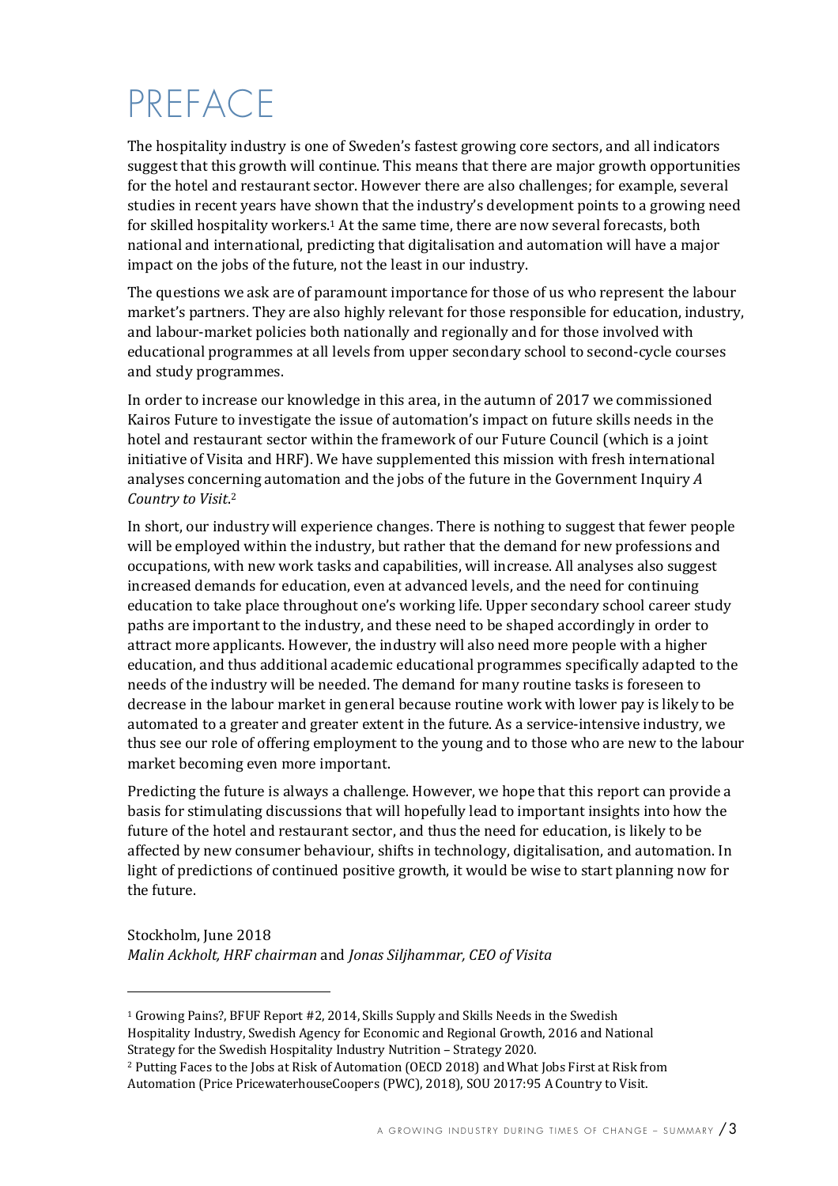# PREFACE

The hospitality industry is one of Sweden's fastest growing core sectors, and all indicators suggest that this growth will continue. This means that there are major growth opportunities for the hotel and restaurant sector. However there are also challenges; for example, several studies in recent years have shown that the industry's development points to a growing need for skilled hospitality workers.[1] At the same time, there are now several forecasts, both national and international, predicting that digitalisation and automation will have a major impact on the jobs of the future, not the least in our industry.

The questions we ask are of paramount importance for those of us who represent the labour market's partners. They are also highly relevant for those responsible for education, industry, and labour-market policies both nationally and regionally and for those involved with educational programmes at all levels from upper secondary school to second-cycle courses and study programmes.

In order to increase our knowledge in this area, in the autumn of 2017 we commissioned Kairos Future to investigate the issue of automation's impact on future skills needs in the hotel and restaurant sector within the framework of our Future Council (which is a joint initiative of Visita and HRF). We have supplemented this mission with fresh international analyses concerning automation and the jobs of the future in the Government Inquiry *A Country to Visit*.[2]

In short, our industry will experience changes. There is nothing to suggest that fewer people will be employed within the industry, but rather that the demand for new professions and occupations, with new work tasks and capabilities, will increase. All analyses also suggest increased demands for education, even at advanced levels, and the need for continuing education to take place throughout one's working life. Upper secondary school career study paths are important to the industry, and these need to be shaped accordingly in order to attract more applicants. However, the industry will also need more people with a higher education, and thus additional academic educational programmes specifically adapted to the needs of the industry will be needed. The demand for many routine tasks is foreseen to decrease in the labour market in general because routine work with lower pay is likely to be automated to a greater and greater extent in the future. As a service-intensive industry, we thus see our role of offering employment to the young and to those who are new to the labour market becoming even more important.

Predicting the future is always a challenge. However, we hope that this report can provide a basis for stimulating discussions that will hopefully lead to important insights into how the future of the hotel and restaurant sector, and thus the need for education, is likely to be affected by new consumer behaviour, shifts in technology, digitalisation, and automation. In light of predictions of continued positive growth, it would be wise to start planning now for the future.

Stockholm, June 2018
*Malin Ackholt, HRF chairman* and *Jonas Siljhammar, CEO of Visita*

---

[1] Growing Pains?, BFUF Report #2, 2014, Skills Supply and Skills Needs in the Swedish Hospitality Industry, Swedish Agency for Economic and Regional Growth, 2016 and National Strategy for the Swedish Hospitality Industry Nutrition – Strategy 2020.

[2] Putting Faces to the Jobs at Risk of Automation (OECD 2018) and What Jobs First at Risk from Automation (Price PricewaterhouseCoopers (PWC), 2018), SOU 2017:95 A Country to Visit.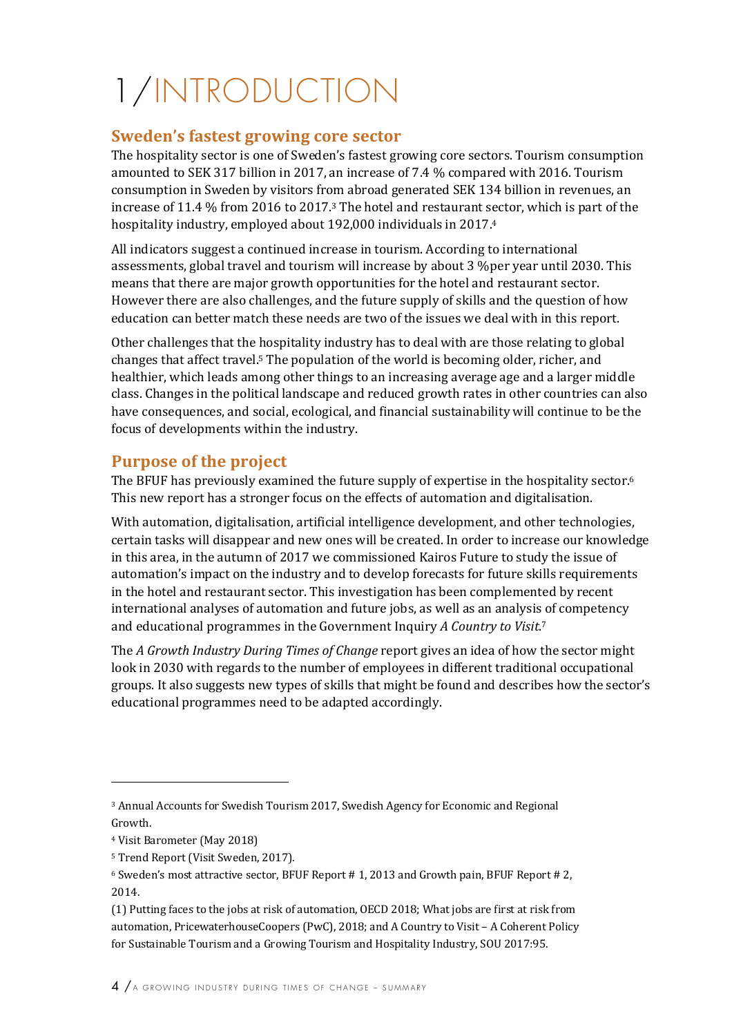# 1 /INTRODUCTION

## Sweden's fastest growing core sector

The hospitality sector is one of Sweden's fastest growing core sectors. Tourism consumption amounted to SEK 317 billion in 2017, an increase of 7.4 % compared with 2016. Tourism consumption in Sweden by visitors from abroad generated SEK 134 billion in revenues, an increase of 11.4 % from 2016 to 2017.[3] The hotel and restaurant sector, which is part of the hospitality industry, employed about 192,000 individuals in 2017.[4]

All indicators suggest a continued increase in tourism. According to international assessments, global travel and tourism will increase by about 3 %per year until 2030. This means that there are major growth opportunities for the hotel and restaurant sector. However there are also challenges, and the future supply of skills and the question of how education can better match these needs are two of the issues we deal with in this report.

Other challenges that the hospitality industry has to deal with are those relating to global changes that affect travel.[5] The population of the world is becoming older, richer, and healthier, which leads among other things to an increasing average age and a larger middle class. Changes in the political landscape and reduced growth rates in other countries can also have consequences, and social, ecological, and financial sustainability will continue to be the focus of developments within the industry.

## Purpose of the project

The BFUF has previously examined the future supply of expertise in the hospitality sector.[6] This new report has a stronger focus on the effects of automation and digitalisation.

With automation, digitalisation, artificial intelligence development, and other technologies, certain tasks will disappear and new ones will be created. In order to increase our knowledge in this area, in the autumn of 2017 we commissioned Kairos Future to study the issue of automation's impact on the industry and to develop forecasts for future skills requirements in the hotel and restaurant sector. This investigation has been complemented by recent international analyses of automation and future jobs, as well as an analysis of competency and educational programmes in the Government Inquiry *A Country to Visit*.[7]

The *A Growth Industry During Times of Change* report gives an idea of how the sector might look in 2030 with regards to the number of employees in different traditional occupational groups. It also suggests new types of skills that might be found and describes how the sector's educational programmes need to be adapted accordingly.

---

[3] Annual Accounts for Swedish Tourism 2017, Swedish Agency for Economic and Regional Growth.

[4] Visit Barometer (May 2018)

[5] Trend Report (Visit Sweden, 2017).

[6] Sweden's most attractive sector, BFUF Report # 1, 2013 and Growth pain, BFUF Report # 2, 2014.

(1) Putting faces to the jobs at risk of automation, OECD 2018; What jobs are first at risk from automation, PricewaterhouseCoopers (PwC), 2018; and A Country to Visit – A Coherent Policy for Sustainable Tourism and a Growing Tourism and Hospitality Industry, SOU 2017:95.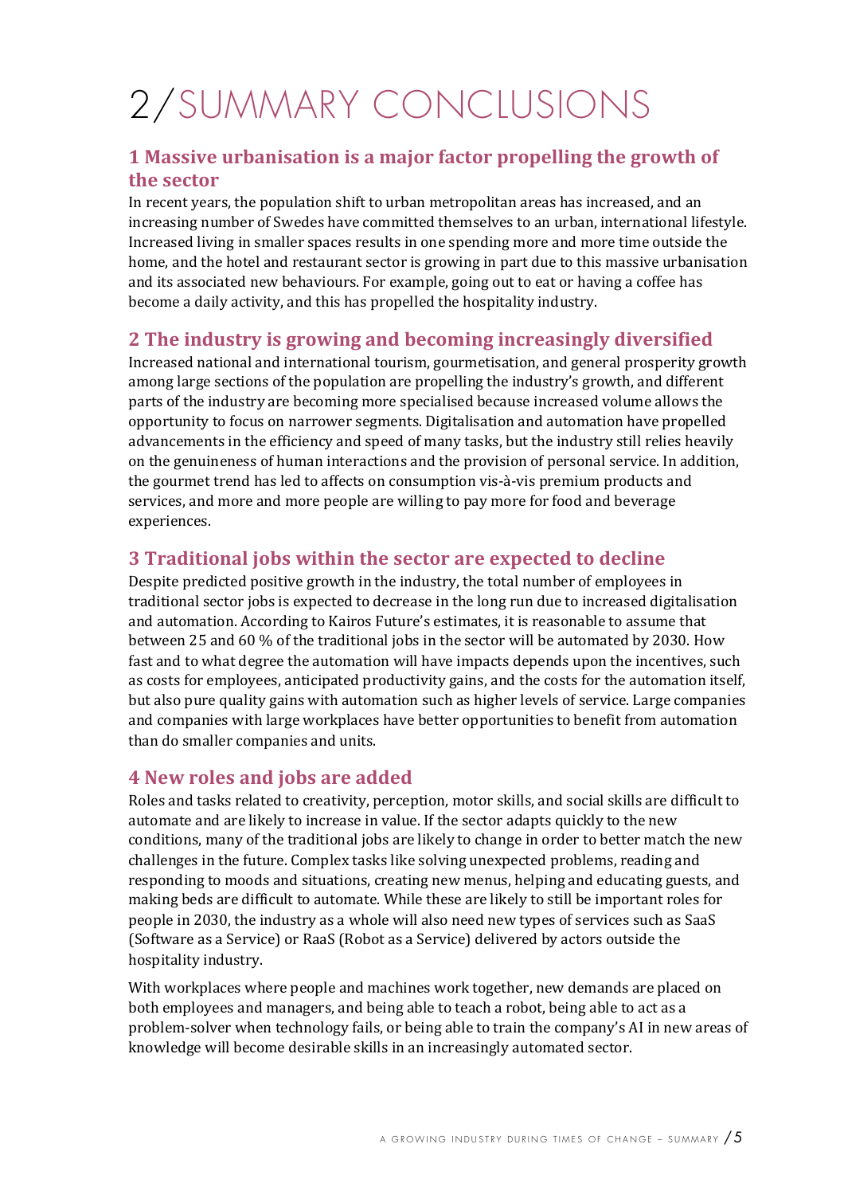# 2/SUMMARY CONCLUSIONS

## 1 Massive urbanisation is a major factor propelling the growth of the sector

In recent years, the population shift to urban metropolitan areas has increased, and an increasing number of Swedes have committed themselves to an urban, international lifestyle. Increased living in smaller spaces results in one spending more and more time outside the home, and the hotel and restaurant sector is growing in part due to this massive urbanisation and its associated new behaviours. For example, going out to eat or having a coffee has become a daily activity, and this has propelled the hospitality industry.

## 2 The industry is growing and becoming increasingly diversified

Increased national and international tourism, gourmetisation, and general prosperity growth among large sections of the population are propelling the industry's growth, and different parts of the industry are becoming more specialised because increased volume allows the opportunity to focus on narrower segments. Digitalisation and automation have propelled advancements in the efficiency and speed of many tasks, but the industry still relies heavily on the genuineness of human interactions and the provision of personal service. In addition, the gourmet trend has led to affects on consumption vis-à-vis premium products and services, and more and more people are willing to pay more for food and beverage experiences.

## 3 Traditional jobs within the sector are expected to decline

Despite predicted positive growth in the industry, the total number of employees in traditional sector jobs is expected to decrease in the long run due to increased digitalisation and automation. According to Kairos Future's estimates, it is reasonable to assume that between 25 and 60 % of the traditional jobs in the sector will be automated by 2030. How fast and to what degree the automation will have impacts depends upon the incentives, such as costs for employees, anticipated productivity gains, and the costs for the automation itself, but also pure quality gains with automation such as higher levels of service. Large companies and companies with large workplaces have better opportunities to benefit from automation than do smaller companies and units.

## 4 New roles and jobs are added

Roles and tasks related to creativity, perception, motor skills, and social skills are difficult to automate and are likely to increase in value. If the sector adapts quickly to the new conditions, many of the traditional jobs are likely to change in order to better match the new challenges in the future. Complex tasks like solving unexpected problems, reading and responding to moods and situations, creating new menus, helping and educating guests, and making beds are difficult to automate. While these are likely to still be important roles for people in 2030, the industry as a whole will also need new types of services such as SaaS (Software as a Service) or RaaS (Robot as a Service) delivered by actors outside the hospitality industry.

With workplaces where people and machines work together, new demands are placed on both employees and managers, and being able to teach a robot, being able to act as a problem-solver when technology fails, or being able to train the company's AI in new areas of knowledge will become desirable skills in an increasingly automated sector.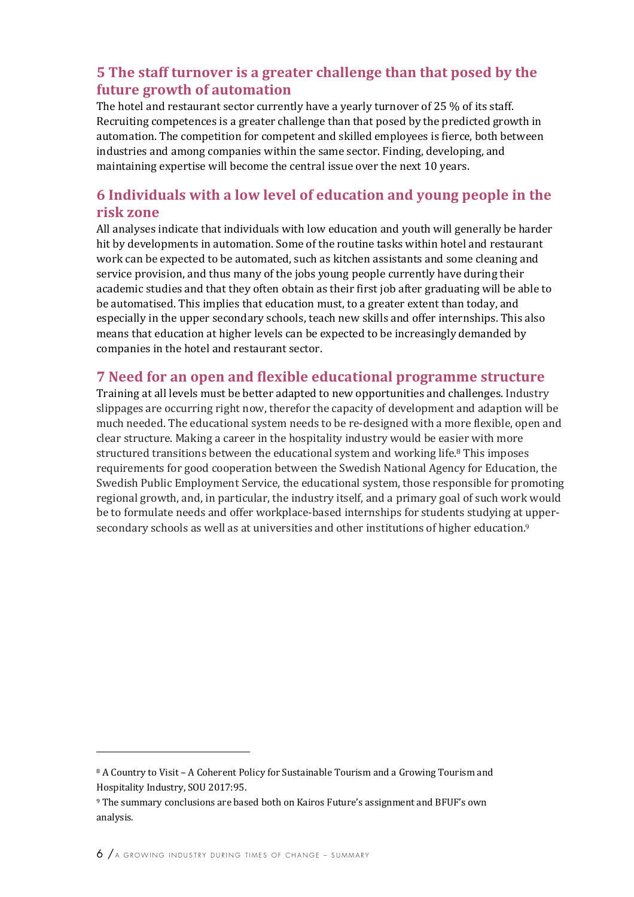## 5 The staff turnover is a greater challenge than that posed by the future growth of automation

The hotel and restaurant sector currently have a yearly turnover of 25 % of its staff. Recruiting competences is a greater challenge than that posed by the predicted growth in automation. The competition for competent and skilled employees is fierce, both between industries and among companies within the same sector. Finding, developing, and maintaining expertise will become the central issue over the next 10 years.

## 6 Individuals with a low level of education and young people in the risk zone

All analyses indicate that individuals with low education and youth will generally be harder hit by developments in automation. Some of the routine tasks within hotel and restaurant work can be expected to be automated, such as kitchen assistants and some cleaning and service provision, and thus many of the jobs young people currently have during their academic studies and that they often obtain as their first job after graduating will be able to be automatised. This implies that education must, to a greater extent than today, and especially in the upper secondary schools, teach new skills and offer internships. This also means that education at higher levels can be expected to be increasingly demanded by companies in the hotel and restaurant sector.

## 7 Need for an open and flexible educational programme structure

Training at all levels must be better adapted to new opportunities and challenges. Industry slippages are occurring right now, therefor the capacity of development and adaption will be much needed. The educational system needs to be re-designed with a more flexible, open and clear structure. Making a career in the hospitality industry would be easier with more structured transitions between the educational system and working life.[8] This imposes requirements for good cooperation between the Swedish National Agency for Education, the Swedish Public Employment Service, the educational system, those responsible for promoting regional growth, and, in particular, the industry itself, and a primary goal of such work would be to formulate needs and offer workplace-based internships for students studying at upper-secondary schools as well as at universities and other institutions of higher education.[9]

---

[8] A Country to Visit – A Coherent Policy for Sustainable Tourism and a Growing Tourism and Hospitality Industry, SOU 2017:95.

[9] The summary conclusions are based both on Kairos Future's assignment and BFUF's own analysis.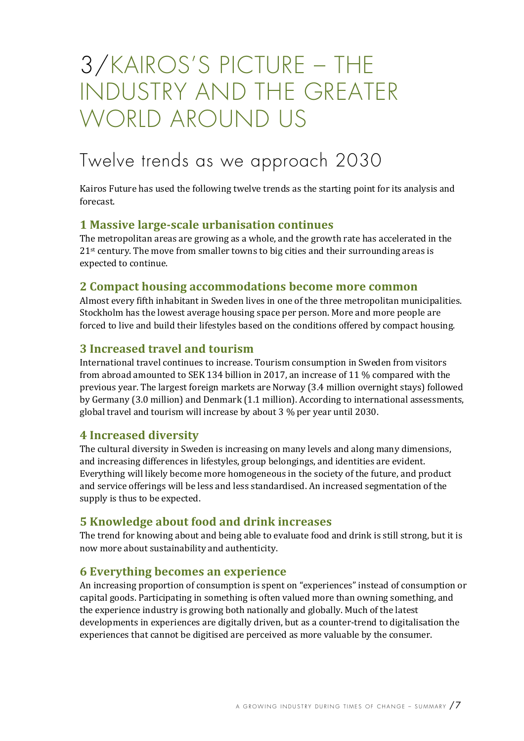# 3/KAIROS'S PICTURE – THE INDUSTRY AND THE GREATER WORLD AROUND US

## Twelve trends as we approach 2030

Kairos Future has used the following twelve trends as the starting point for its analysis and forecast.

### 1 Massive large-scale urbanisation continues

The metropolitan areas are growing as a whole, and the growth rate has accelerated in the 21st century. The move from smaller towns to big cities and their surrounding areas is expected to continue.

### 2 Compact housing accommodations become more common

Almost every fifth inhabitant in Sweden lives in one of the three metropolitan municipalities. Stockholm has the lowest average housing space per person. More and more people are forced to live and build their lifestyles based on the conditions offered by compact housing.

### 3 Increased travel and tourism

International travel continues to increase. Tourism consumption in Sweden from visitors from abroad amounted to SEK 134 billion in 2017, an increase of 11 % compared with the previous year. The largest foreign markets are Norway (3.4 million overnight stays) followed by Germany (3.0 million) and Denmark (1.1 million). According to international assessments, global travel and tourism will increase by about 3 % per year until 2030.

### 4 Increased diversity

The cultural diversity in Sweden is increasing on many levels and along many dimensions, and increasing differences in lifestyles, group belongings, and identities are evident. Everything will likely become more homogeneous in the society of the future, and product and service offerings will be less and less standardised. An increased segmentation of the supply is thus to be expected.

### 5 Knowledge about food and drink increases

The trend for knowing about and being able to evaluate food and drink is still strong, but it is now more about sustainability and authenticity.

### 6 Everything becomes an experience

An increasing proportion of consumption is spent on "experiences" instead of consumption or capital goods. Participating in something is often valued more than owning something, and the experience industry is growing both nationally and globally. Much of the latest developments in experiences are digitally driven, but as a counter-trend to digitalisation the experiences that cannot be digitised are perceived as more valuable by the consumer.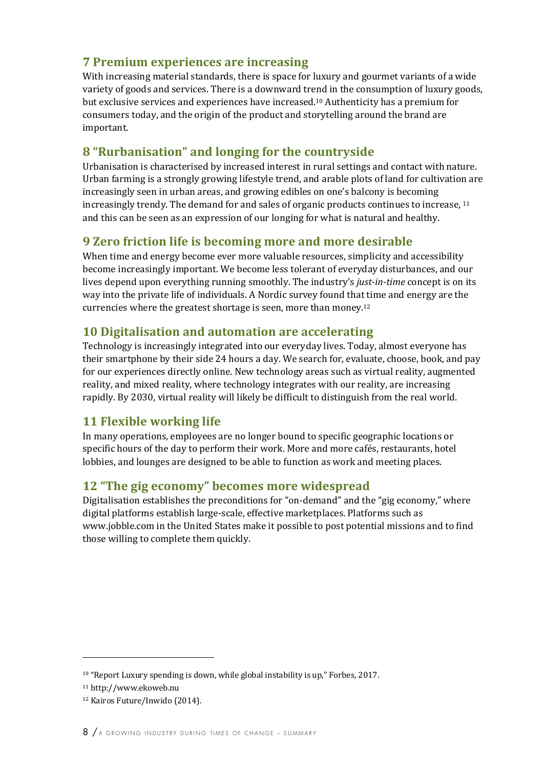## 7 Premium experiences are increasing

With increasing material standards, there is space for luxury and gourmet variants of a wide variety of goods and services. There is a downward trend in the consumption of luxury goods, but exclusive services and experiences have increased.[10] Authenticity has a premium for consumers today, and the origin of the product and storytelling around the brand are important.

## 8 "Rurbanisation" and longing for the countryside

Urbanisation is characterised by increased interest in rural settings and contact with nature. Urban farming is a strongly growing lifestyle trend, and arable plots of land for cultivation are increasingly seen in urban areas, and growing edibles on one's balcony is becoming increasingly trendy. The demand for and sales of organic products continues to increase, [11] and this can be seen as an expression of our longing for what is natural and healthy.

## 9 Zero friction life is becoming more and more desirable

When time and energy become ever more valuable resources, simplicity and accessibility become increasingly important. We become less tolerant of everyday disturbances, and our lives depend upon everything running smoothly. The industry's *just-in-time* concept is on its way into the private life of individuals. A Nordic survey found that time and energy are the currencies where the greatest shortage is seen, more than money.[12]

## 10 Digitalisation and automation are accelerating

Technology is increasingly integrated into our everyday lives. Today, almost everyone has their smartphone by their side 24 hours a day. We search for, evaluate, choose, book, and pay for our experiences directly online. New technology areas such as virtual reality, augmented reality, and mixed reality, where technology integrates with our reality, are increasing rapidly. By 2030, virtual reality will likely be difficult to distinguish from the real world.

## 11 Flexible working life

In many operations, employees are no longer bound to specific geographic locations or specific hours of the day to perform their work. More and more cafés, restaurants, hotel lobbies, and lounges are designed to be able to function as work and meeting places.

## 12 "The gig economy" becomes more widespread

Digitalisation establishes the preconditions for "on-demand" and the "gig economy," where digital platforms establish large-scale, effective marketplaces. Platforms such as www.jobble.com in the United States make it possible to post potential missions and to find those willing to complete them quickly.

---

[10] "Report Luxury spending is down, while global instability is up," Forbes, 2017.

[11] http://www.ekoweb.nu

[12] Kairos Future/Inwido (2014).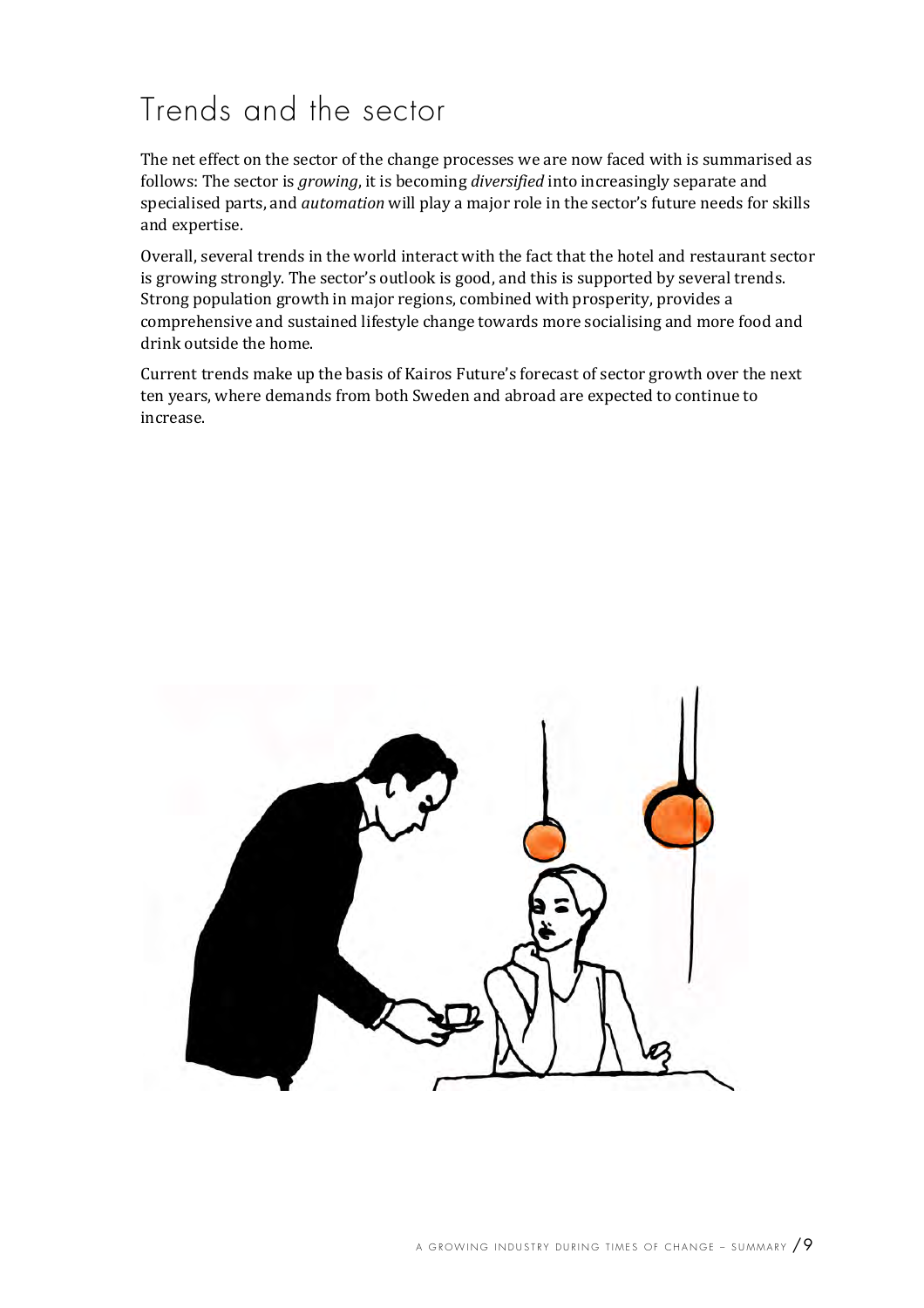# Trends and the sector

The net effect on the sector of the change processes we are now faced with is summarised as follows: The sector is *growing*, it is becoming *diversified* into increasingly separate and specialised parts, and *automation* will play a major role in the sector's future needs for skills and expertise.

Overall, several trends in the world interact with the fact that the hotel and restaurant sector is growing strongly. The sector's outlook is good, and this is supported by several trends. Strong population growth in major regions, combined with prosperity, provides a comprehensive and sustained lifestyle change towards more socialising and more food and drink outside the home.

Current trends make up the basis of Kairos Future's forecast of sector growth over the next ten years, where demands from both Sweden and abroad are expected to continue to increase.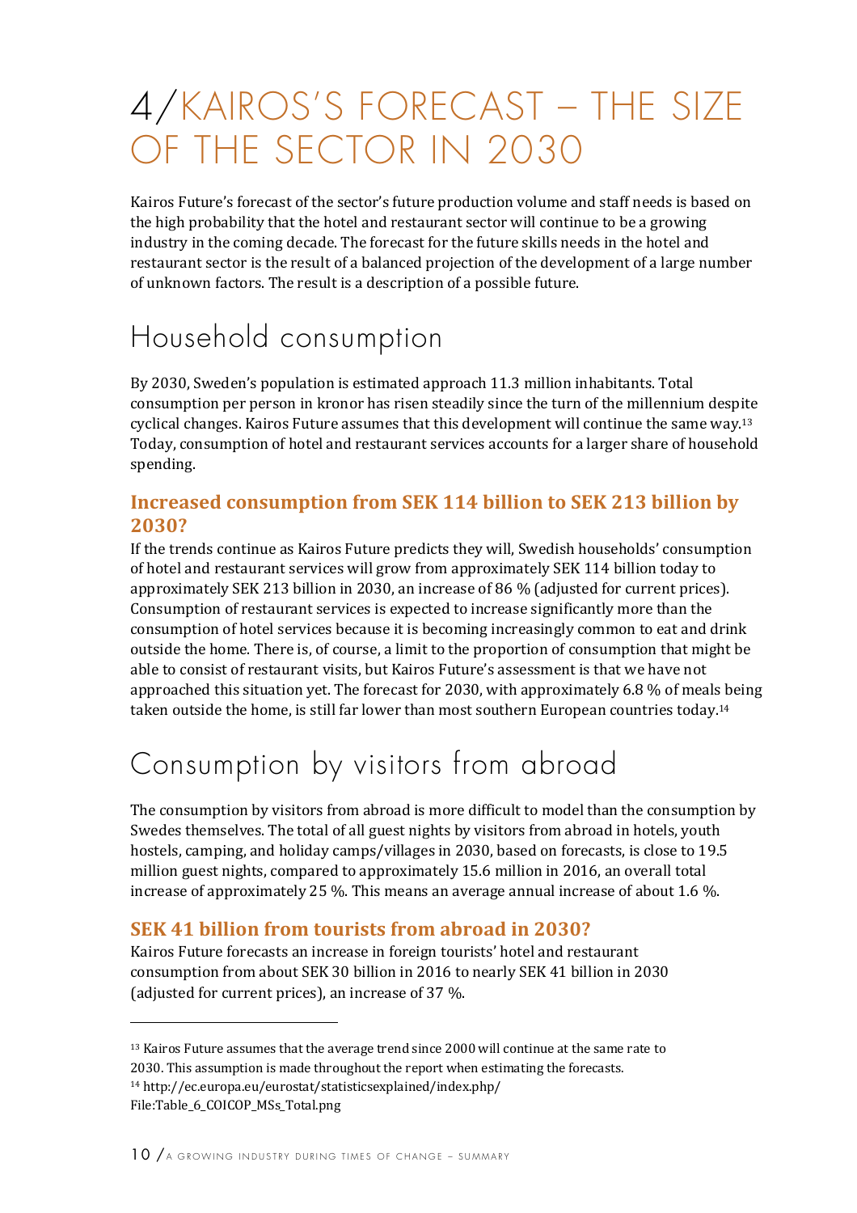# 4/KAIROS'S FORECAST – THE SIZE OF THE SECTOR IN 2030

Kairos Future's forecast of the sector's future production volume and staff needs is based on the high probability that the hotel and restaurant sector will continue to be a growing industry in the coming decade. The forecast for the future skills needs in the hotel and restaurant sector is the result of a balanced projection of the development of a large number of unknown factors. The result is a description of a possible future.

## Household consumption

By 2030, Sweden's population is estimated approach 11.3 million inhabitants. Total consumption per person in kronor has risen steadily since the turn of the millennium despite cyclical changes. Kairos Future assumes that this development will continue the same way.[13] Today, consumption of hotel and restaurant services accounts for a larger share of household spending.

### Increased consumption from SEK 114 billion to SEK 213 billion by 2030?

If the trends continue as Kairos Future predicts they will, Swedish households' consumption of hotel and restaurant services will grow from approximately SEK 114 billion today to approximately SEK 213 billion in 2030, an increase of 86 % (adjusted for current prices). Consumption of restaurant services is expected to increase significantly more than the consumption of hotel services because it is becoming increasingly common to eat and drink outside the home. There is, of course, a limit to the proportion of consumption that might be able to consist of restaurant visits, but Kairos Future's assessment is that we have not approached this situation yet. The forecast for 2030, with approximately 6.8 % of meals being taken outside the home, is still far lower than most southern European countries today.[14]

## Consumption by visitors from abroad

The consumption by visitors from abroad is more difficult to model than the consumption by Swedes themselves. The total of all guest nights by visitors from abroad in hotels, youth hostels, camping, and holiday camps/villages in 2030, based on forecasts, is close to 19.5 million guest nights, compared to approximately 15.6 million in 2016, an overall total increase of approximately 25 %. This means an average annual increase of about 1.6 %.

### SEK 41 billion from tourists from abroad in 2030?

Kairos Future forecasts an increase in foreign tourists' hotel and restaurant consumption from about SEK 30 billion in 2016 to nearly SEK 41 billion in 2030 (adjusted for current prices), an increase of 37 %.

---

[13] Kairos Future assumes that the average trend since 2000 will continue at the same rate to 2030. This assumption is made throughout the report when estimating the forecasts.

[14] http://ec.europa.eu/eurostat/statisticsexplained/index.php/File:Table_6_COICOP_MSs_Total.png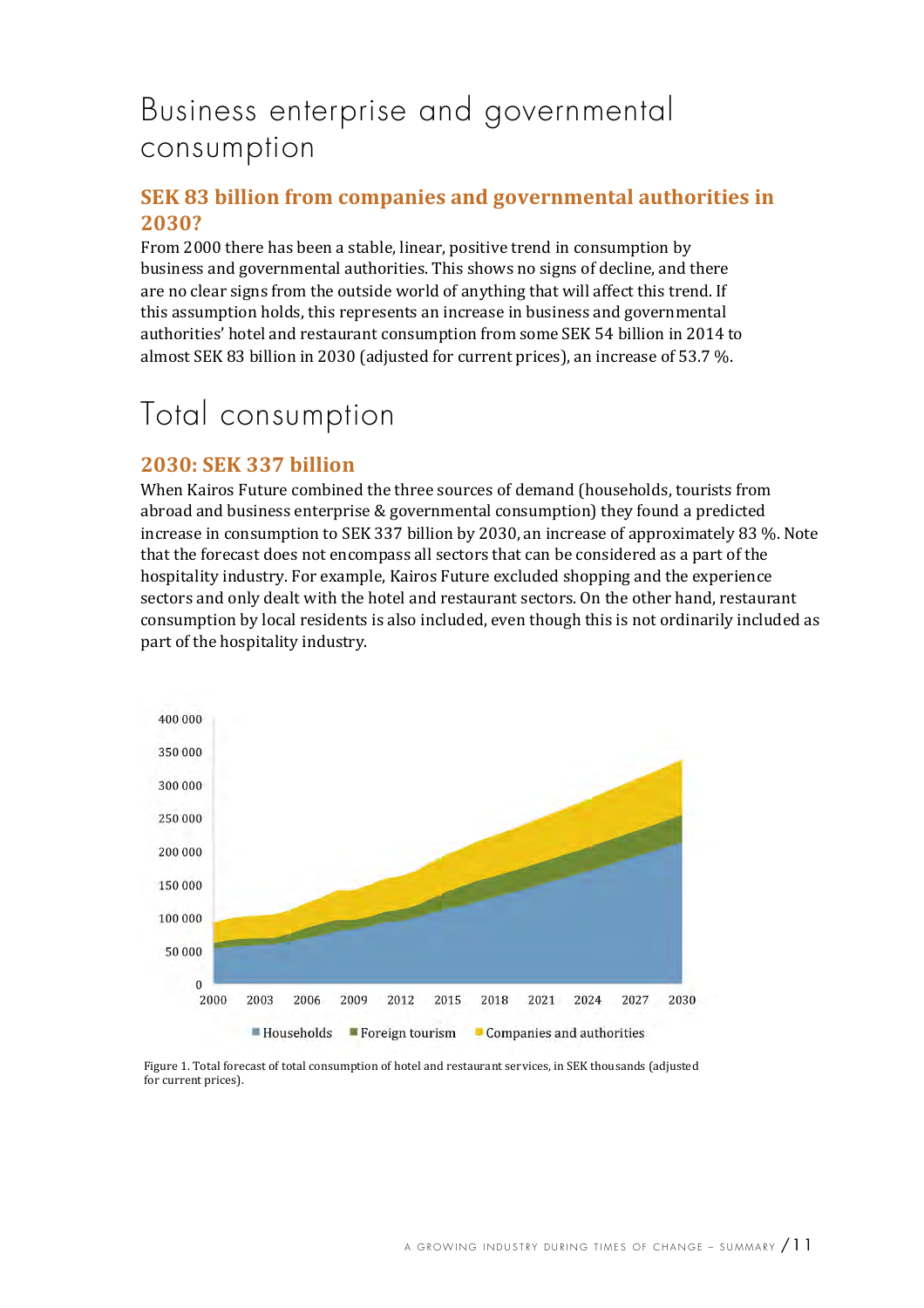# Business enterprise and governmental consumption

## SEK 83 billion from companies and governmental authorities in 2030?

From 2000 there has been a stable, linear, positive trend in consumption by business and governmental authorities. This shows no signs of decline, and there are no clear signs from the outside world of anything that will affect this trend. If this assumption holds, this represents an increase in business and governmental authorities' hotel and restaurant consumption from some SEK 54 billion in 2014 to almost SEK 83 billion in 2030 (adjusted for current prices), an increase of 53.7 %.

# Total consumption

## 2030: SEK 337 billion

When Kairos Future combined the three sources of demand (households, tourists from abroad and business enterprise & governmental consumption) they found a predicted increase in consumption to SEK 337 billion by 2030, an increase of approximately 83 %. Note that the forecast does not encompass all sectors that can be considered as a part of the hospitality industry. For example, Kairos Future excluded shopping and the experience sectors and only dealt with the hotel and restaurant sectors. On the other hand, restaurant consumption by local residents is also included, even though this is not ordinarily included as part of the hospitality industry.

Figure 1. Total forecast of total consumption of hotel and restaurant services, in SEK thousands (adjusted for current prices).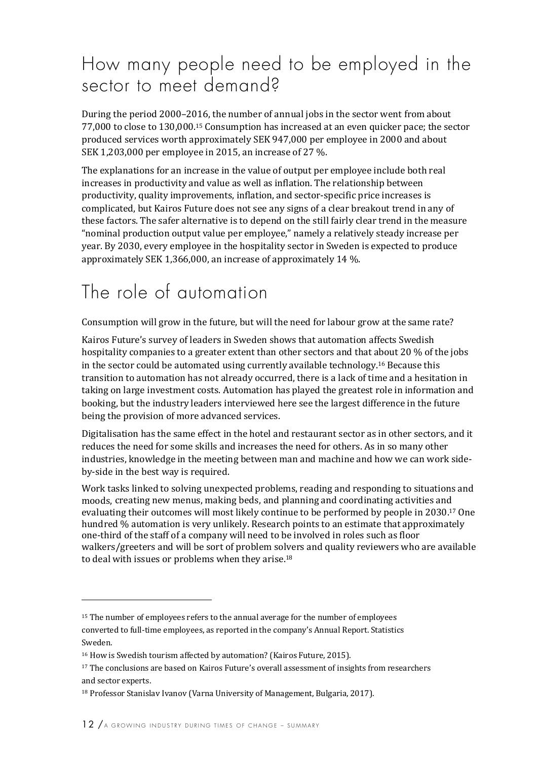## How many people need to be employed in the sector to meet demand?

During the period 2000–2016, the number of annual jobs in the sector went from about 77,000 to close to 130,000.[15] Consumption has increased at an even quicker pace; the sector produced services worth approximately SEK 947,000 per employee in 2000 and about SEK 1,203,000 per employee in 2015, an increase of 27 %.

The explanations for an increase in the value of output per employee include both real increases in productivity and value as well as inflation. The relationship between productivity, quality improvements, inflation, and sector-specific price increases is complicated, but Kairos Future does not see any signs of a clear breakout trend in any of these factors. The safer alternative is to depend on the still fairly clear trend in the measure "nominal production output value per employee," namely a relatively steady increase per year. By 2030, every employee in the hospitality sector in Sweden is expected to produce approximately SEK 1,366,000, an increase of approximately 14 %.

## The role of automation

Consumption will grow in the future, but will the need for labour grow at the same rate?

Kairos Future's survey of leaders in Sweden shows that automation affects Swedish hospitality companies to a greater extent than other sectors and that about 20 % of the jobs in the sector could be automated using currently available technology.[16] Because this transition to automation has not already occurred, there is a lack of time and a hesitation in taking on large investment costs. Automation has played the greatest role in information and booking, but the industry leaders interviewed here see the largest difference in the future being the provision of more advanced services.

Digitalisation has the same effect in the hotel and restaurant sector as in other sectors, and it reduces the need for some skills and increases the need for others. As in so many other industries, knowledge in the meeting between man and machine and how we can work side-by-side in the best way is required.

Work tasks linked to solving unexpected problems, reading and responding to situations and moods, creating new menus, making beds, and planning and coordinating activities and evaluating their outcomes will most likely continue to be performed by people in 2030.[17] One hundred % automation is very unlikely. Research points to an estimate that approximately one-third of the staff of a company will need to be involved in roles such as floor walkers/greeters and will be sort of problem solvers and quality reviewers who are available to deal with issues or problems when they arise.[18]

---

[15] The number of employees refers to the annual average for the number of employees converted to full-time employees, as reported in the company's Annual Report. Statistics Sweden.

[16] How is Swedish tourism affected by automation? (Kairos Future, 2015).

[17] The conclusions are based on Kairos Future's overall assessment of insights from researchers and sector experts.

[18] Professor Stanislav Ivanov (Varna University of Management, Bulgaria, 2017).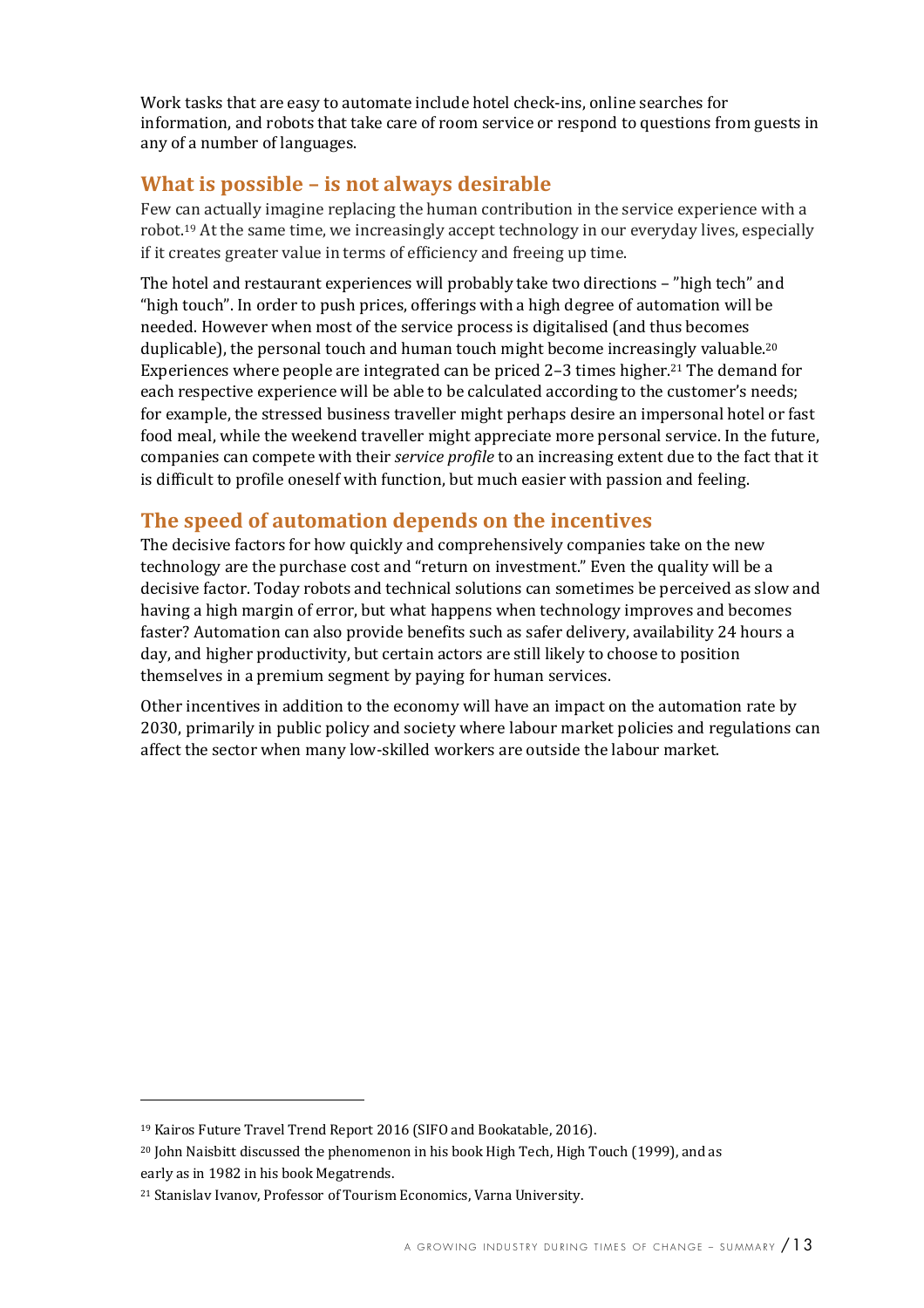Work tasks that are easy to automate include hotel check-ins, online searches for information, and robots that take care of room service or respond to questions from guests in any of a number of languages.

## What is possible – is not always desirable

Few can actually imagine replacing the human contribution in the service experience with a robot.[19] At the same time, we increasingly accept technology in our everyday lives, especially if it creates greater value in terms of efficiency and freeing up time.

The hotel and restaurant experiences will probably take two directions – "high tech" and "high touch". In order to push prices, offerings with a high degree of automation will be needed. However when most of the service process is digitalised (and thus becomes duplicable), the personal touch and human touch might become increasingly valuable.[20] Experiences where people are integrated can be priced 2–3 times higher.[21] The demand for each respective experience will be able to be calculated according to the customer's needs; for example, the stressed business traveller might perhaps desire an impersonal hotel or fast food meal, while the weekend traveller might appreciate more personal service. In the future, companies can compete with their *service profile* to an increasing extent due to the fact that it is difficult to profile oneself with function, but much easier with passion and feeling.

## The speed of automation depends on the incentives

The decisive factors for how quickly and comprehensively companies take on the new technology are the purchase cost and "return on investment." Even the quality will be a decisive factor. Today robots and technical solutions can sometimes be perceived as slow and having a high margin of error, but what happens when technology improves and becomes faster? Automation can also provide benefits such as safer delivery, availability 24 hours a day, and higher productivity, but certain actors are still likely to choose to position themselves in a premium segment by paying for human services.

Other incentives in addition to the economy will have an impact on the automation rate by 2030, primarily in public policy and society where labour market policies and regulations can affect the sector when many low-skilled workers are outside the labour market.

---

[19] Kairos Future Travel Trend Report 2016 (SIFO and Bookatable, 2016).

[20] John Naisbitt discussed the phenomenon in his book High Tech, High Touch (1999), and as early as in 1982 in his book Megatrends.

[21] Stanislav Ivanov, Professor of Tourism Economics, Varna University.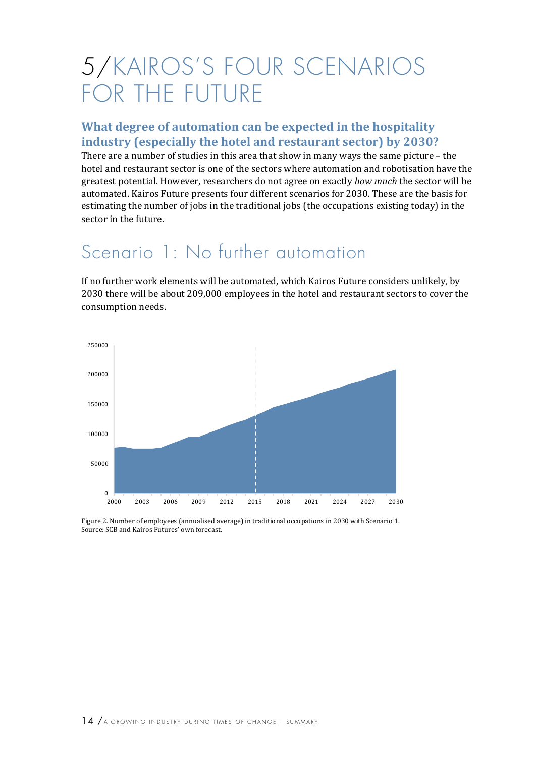# 5/KAIROS'S FOUR SCENARIOS FOR THE FUTURE

### What degree of automation can be expected in the hospitality industry (especially the hotel and restaurant sector) by 2030?

There are a number of studies in this area that show in many ways the same picture – the hotel and restaurant sector is one of the sectors where automation and robotisation have the greatest potential. However, researchers do not agree on exactly *how much* the sector will be automated. Kairos Future presents four different scenarios for 2030. These are the basis for estimating the number of jobs in the traditional jobs (the occupations existing today) in the sector in the future.

## Scenario 1: No further automation

If no further work elements will be automated, which Kairos Future considers unlikely, by 2030 there will be about 209,000 employees in the hotel and restaurant sectors to cover the consumption needs.

Figure 2. Number of employees (annualised average) in traditional occupations in 2030 with Scenario 1. Source: SCB and Kairos Futures' own forecast.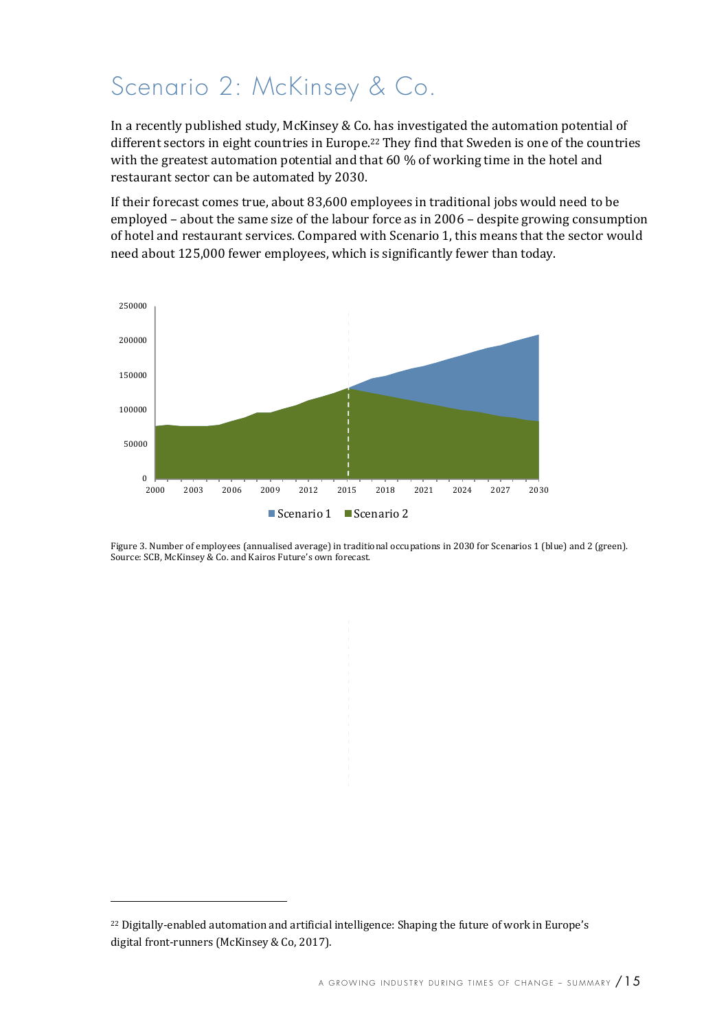# Scenario 2: McKinsey & Co.

In a recently published study, McKinsey & Co. has investigated the automation potential of different sectors in eight countries in Europe.[22] They find that Sweden is one of the countries with the greatest automation potential and that 60 % of working time in the hotel and restaurant sector can be automated by 2030.

If their forecast comes true, about 83,600 employees in traditional jobs would need to be employed – about the same size of the labour force as in 2006 – despite growing consumption of hotel and restaurant services. Compared with Scenario 1, this means that the sector would need about 125,000 fewer employees, which is significantly fewer than today.

Figure 3. Number of employees (annualised average) in traditional occupations in 2030 for Scenarios 1 (blue) and 2 (green). Source: SCB, McKinsey & Co. and Kairos Future's own forecast.

[22] Digitally-enabled automation and artificial intelligence: Shaping the future of work in Europe's digital front-runners (McKinsey & Co, 2017).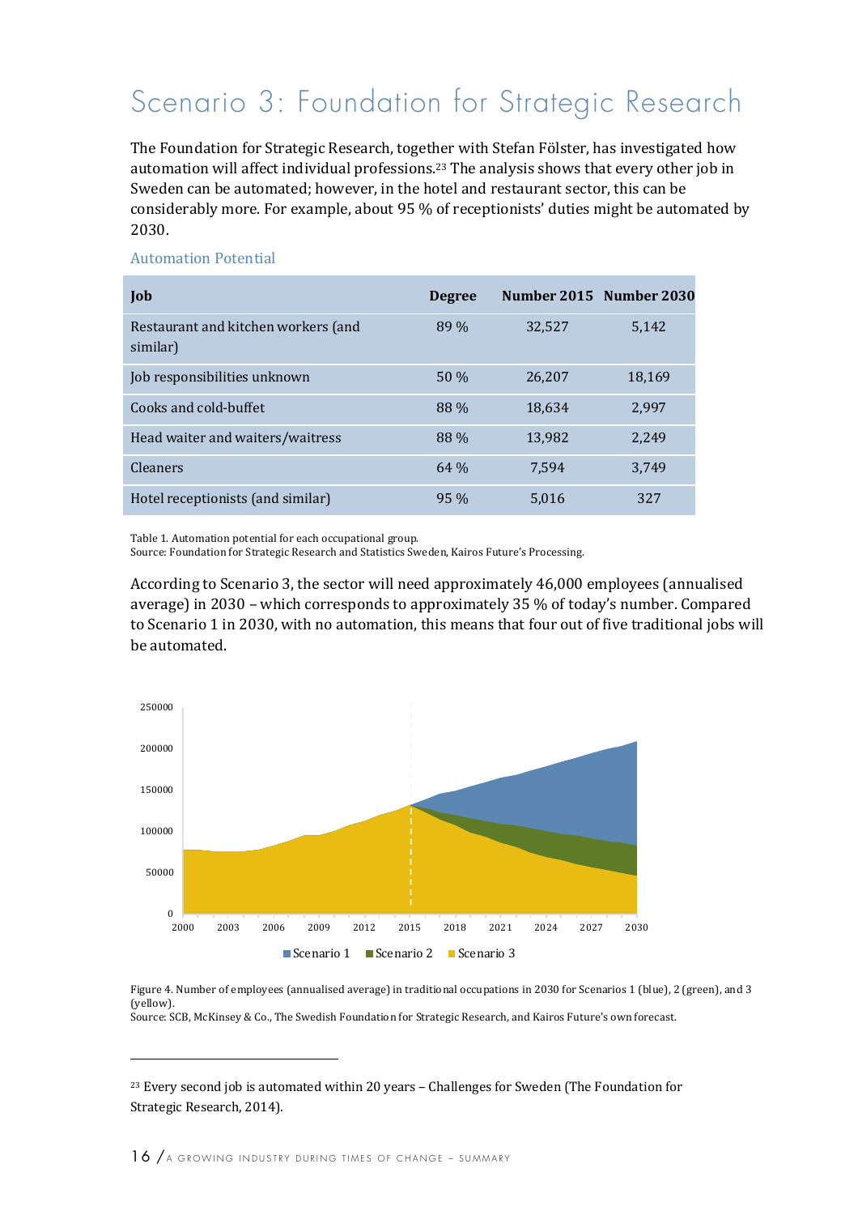# Scenario 3: Foundation for Strategic Research

The Foundation for Strategic Research, together with Stefan Fölster, has investigated how automation will affect individual professions.[23] The analysis shows that every other job in Sweden can be automated; however, in the hotel and restaurant sector, this can be considerably more. For example, about 95 % of receptionists' duties might be automated by 2030.

### Automation Potential

| Job | Degree | Number 2015 | Number 2030 |
|---|---|---|---|
| Restaurant and kitchen workers (and similar) | 89 % | 32,527 | 5,142 |
| Job responsibilities unknown | 50 % | 26,207 | 18,169 |
| Cooks and cold-buffet | 88 % | 18,634 | 2,997 |
| Head waiter and waiters/waitress | 88 % | 13,982 | 2,249 |
| Cleaners | 64 % | 7,594 | 3,749 |
| Hotel receptionists (and similar) | 95 % | 5,016 | 327 |

Table 1. Automation potential for each occupational group.
Source: Foundation for Strategic Research and Statistics Sweden, Kairos Future's Processing.

According to Scenario 3, the sector will need approximately 46,000 employees (annualised average) in 2030 – which corresponds to approximately 35 % of today's number. Compared to Scenario 1 in 2030, with no automation, this means that four out of five traditional jobs will be automated.

Figure 4. Number of employees (annualised average) in traditional occupations in 2030 for Scenarios 1 (blue), 2 (green), and 3 (yellow).
Source: SCB, McKinsey & Co., The Swedish Foundation for Strategic Research, and Kairos Future's own forecast.

[23] Every second job is automated within 20 years – Challenges for Sweden (The Foundation for Strategic Research, 2014).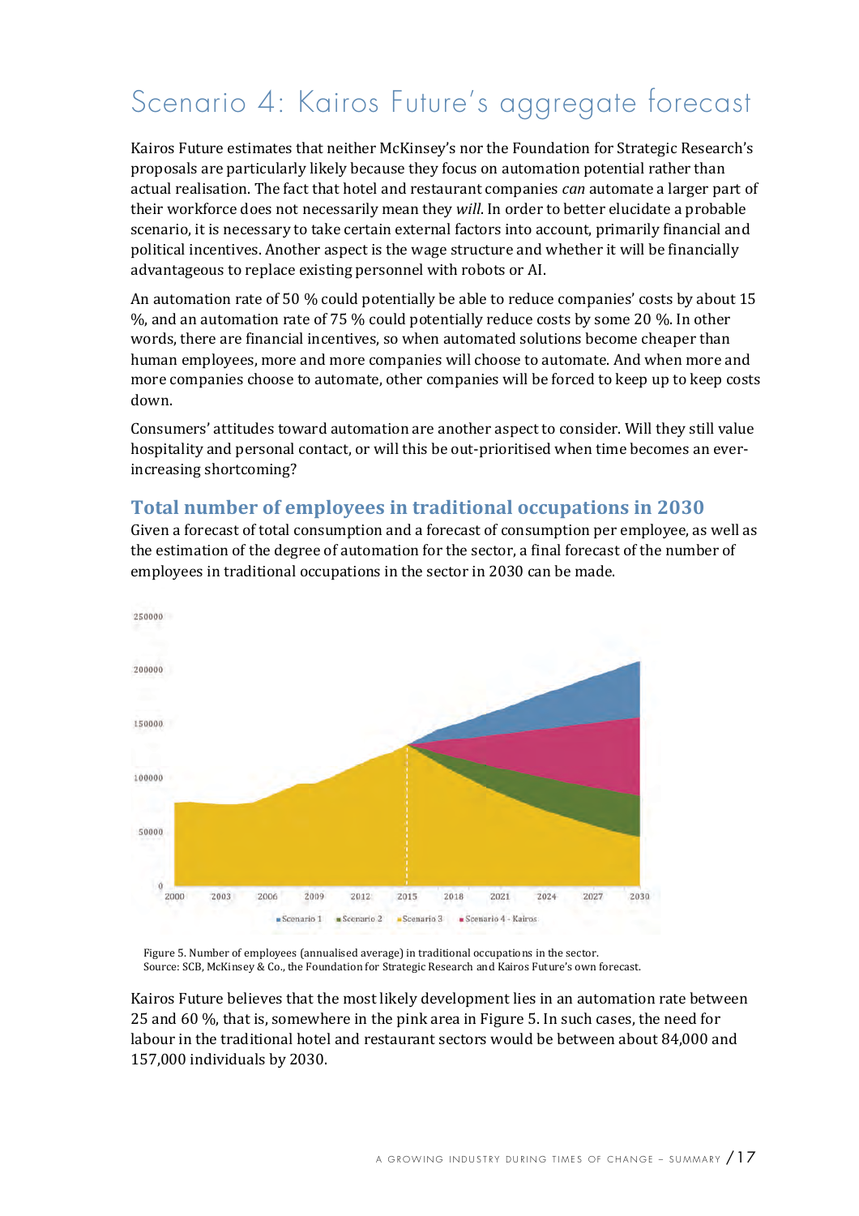# Scenario 4: Kairos Future's aggregate forecast

Kairos Future estimates that neither McKinsey's nor the Foundation for Strategic Research's proposals are particularly likely because they focus on automation potential rather than actual realisation. The fact that hotel and restaurant companies *can* automate a larger part of their workforce does not necessarily mean they *will*. In order to better elucidate a probable scenario, it is necessary to take certain external factors into account, primarily financial and political incentives. Another aspect is the wage structure and whether it will be financially advantageous to replace existing personnel with robots or AI.

An automation rate of 50 % could potentially be able to reduce companies' costs by about 15 %, and an automation rate of 75 % could potentially reduce costs by some 20 %. In other words, there are financial incentives, so when automated solutions become cheaper than human employees, more and more companies will choose to automate. And when more and more companies choose to automate, other companies will be forced to keep up to keep costs down.

Consumers' attitudes toward automation are another aspect to consider. Will they still value hospitality and personal contact, or will this be out-prioritised when time becomes an ever-increasing shortcoming?

## Total number of employees in traditional occupations in 2030

Given a forecast of total consumption and a forecast of consumption per employee, as well as the estimation of the degree of automation for the sector, a final forecast of the number of employees in traditional occupations in the sector in 2030 can be made.

Figure 5. Number of employees (annualised average) in traditional occupations in the sector.
Source: SCB, McKinsey & Co., the Foundation for Strategic Research and Kairos Future's own forecast.

Kairos Future believes that the most likely development lies in an automation rate between 25 and 60 %, that is, somewhere in the pink area in Figure 5. In such cases, the need for labour in the traditional hotel and restaurant sectors would be between about 84,000 and 157,000 individuals by 2030.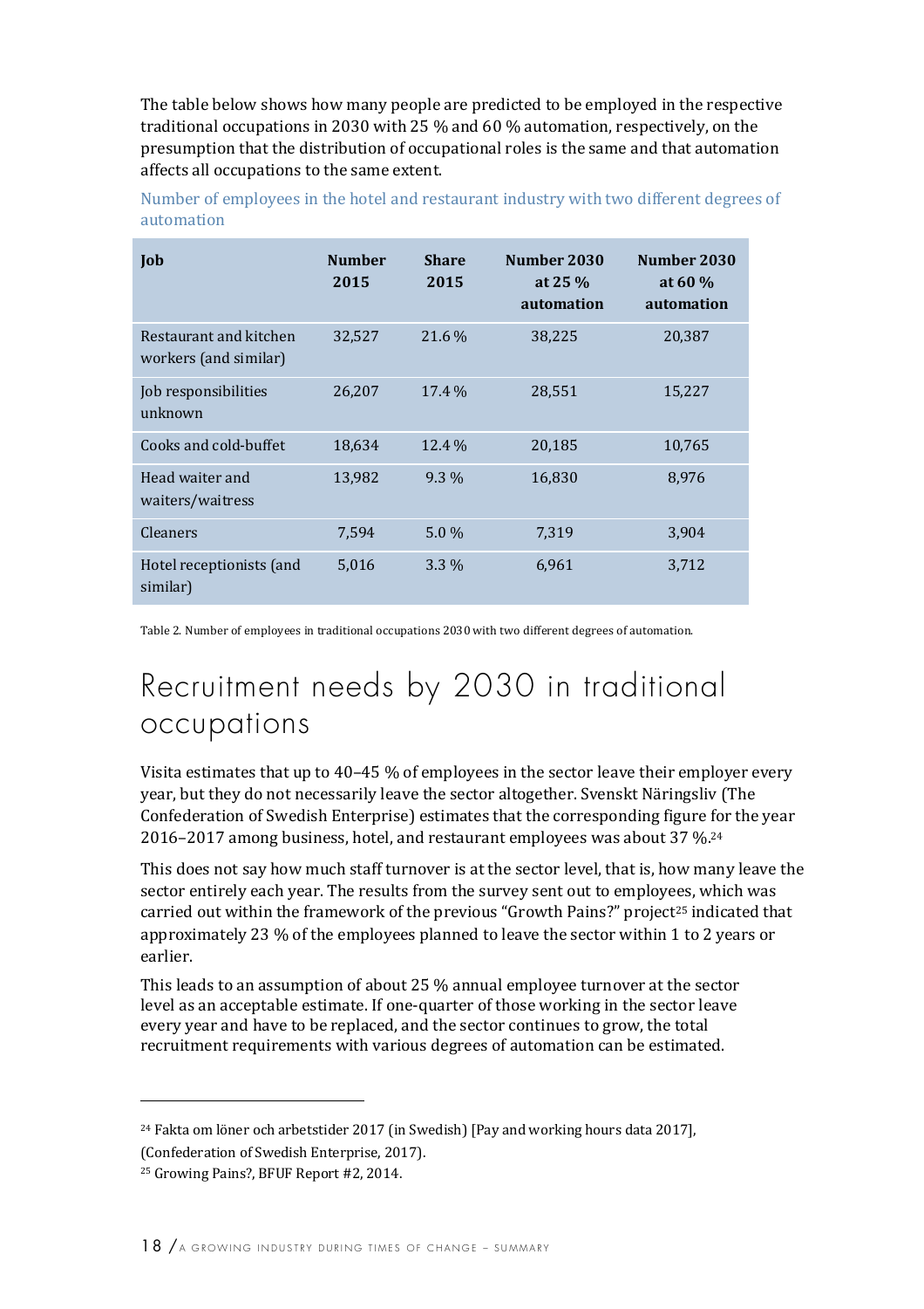The table below shows how many people are predicted to be employed in the respective traditional occupations in 2030 with 25 % and 60 % automation, respectively, on the presumption that the distribution of occupational roles is the same and that automation affects all occupations to the same extent.

Number of employees in the hotel and restaurant industry with two different degrees of automation

| Job | Number 2015 | Share 2015 | Number 2030 at 25 % automation | Number 2030 at 60 % automation |
|---|---|---|---|---|
| Restaurant and kitchen workers (and similar) | 32,527 | 21.6 % | 38,225 | 20,387 |
| Job responsibilities unknown | 26,207 | 17.4 % | 28,551 | 15,227 |
| Cooks and cold-buffet | 18,634 | 12.4 % | 20,185 | 10,765 |
| Head waiter and waiters/waitress | 13,982 | 9.3 % | 16,830 | 8,976 |
| Cleaners | 7,594 | 5.0 % | 7,319 | 3,904 |
| Hotel receptionists (and similar) | 5,016 | 3.3 % | 6,961 | 3,712 |

Table 2. Number of employees in traditional occupations 2030 with two different degrees of automation.

# Recruitment needs by 2030 in traditional occupations

Visita estimates that up to 40–45 % of employees in the sector leave their employer every year, but they do not necessarily leave the sector altogether. Svenskt Näringsliv (The Confederation of Swedish Enterprise) estimates that the corresponding figure for the year 2016–2017 among business, hotel, and restaurant employees was about 37 %.[24]

This does not say how much staff turnover is at the sector level, that is, how many leave the sector entirely each year. The results from the survey sent out to employees, which was carried out within the framework of the previous "Growth Pains?" project[25] indicated that approximately 23 % of the employees planned to leave the sector within 1 to 2 years or earlier.

This leads to an assumption of about 25 % annual employee turnover at the sector level as an acceptable estimate. If one-quarter of those working in the sector leave every year and have to be replaced, and the sector continues to grow, the total recruitment requirements with various degrees of automation can be estimated.

---

[24] Fakta om löner och arbetstider 2017 (in Swedish) [Pay and working hours data 2017], (Confederation of Swedish Enterprise, 2017).

[25] Growing Pains?, BFUF Report #2, 2014.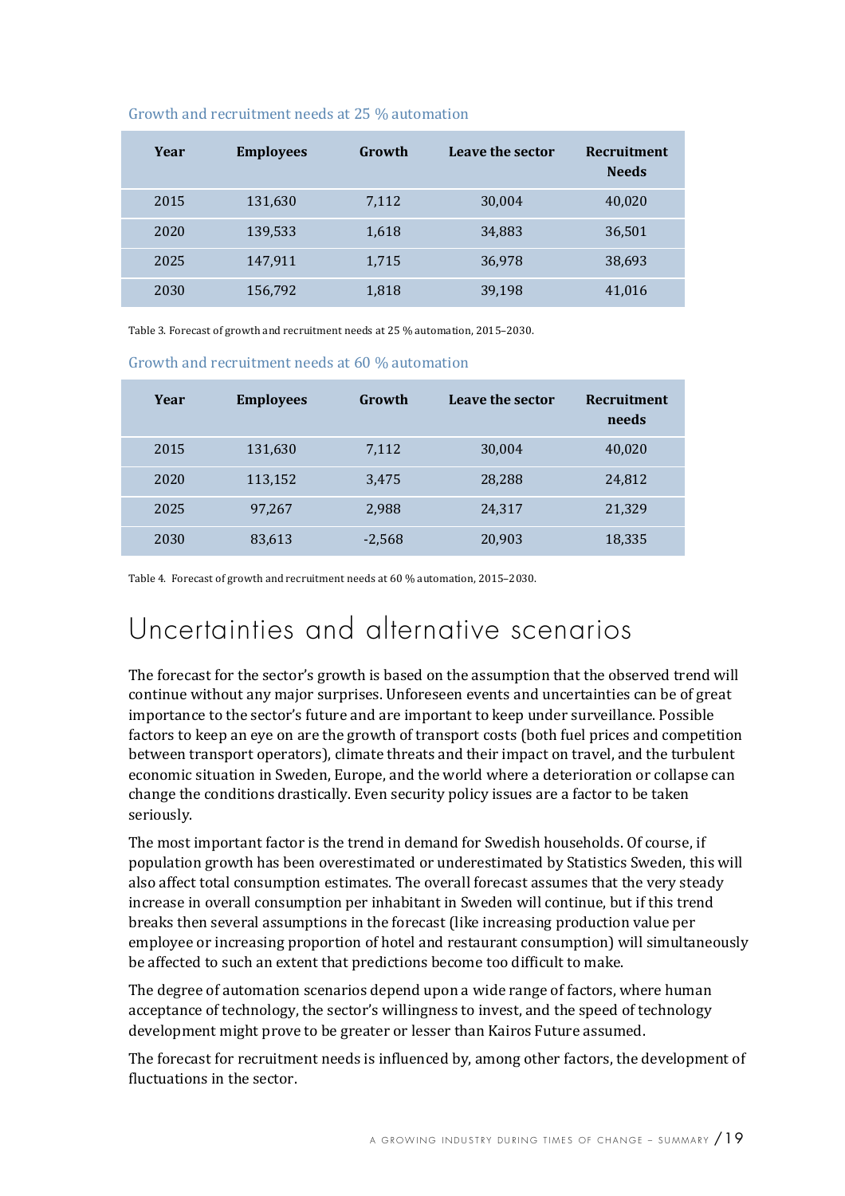Growth and recruitment needs at 25 % automation

| Year | Employees | Growth | Leave the sector | Recruitment Needs |
|---|---|---|---|---|
| 2015 | 131,630 | 7,112 | 30,004 | 40,020 |
| 2020 | 139,533 | 1,618 | 34,883 | 36,501 |
| 2025 | 147,911 | 1,715 | 36,978 | 38,693 |
| 2030 | 156,792 | 1,818 | 39,198 | 41,016 |

Table 3. Forecast of growth and recruitment needs at 25 % automation, 2015–2030.

Growth and recruitment needs at 60 % automation

| Year | Employees | Growth | Leave the sector | Recruitment needs |
|---|---|---|---|---|
| 2015 | 131,630 | 7,112 | 30,004 | 40,020 |
| 2020 | 113,152 | 3,475 | 28,288 | 24,812 |
| 2025 | 97,267 | 2,988 | 24,317 | 21,329 |
| 2030 | 83,613 | -2,568 | 20,903 | 18,335 |

Table 4. Forecast of growth and recruitment needs at 60 % automation, 2015–2030.

# Uncertainties and alternative scenarios

The forecast for the sector's growth is based on the assumption that the observed trend will continue without any major surprises. Unforeseen events and uncertainties can be of great importance to the sector's future and are important to keep under surveillance. Possible factors to keep an eye on are the growth of transport costs (both fuel prices and competition between transport operators), climate threats and their impact on travel, and the turbulent economic situation in Sweden, Europe, and the world where a deterioration or collapse can change the conditions drastically. Even security policy issues are a factor to be taken seriously.

The most important factor is the trend in demand for Swedish households. Of course, if population growth has been overestimated or underestimated by Statistics Sweden, this will also affect total consumption estimates. The overall forecast assumes that the very steady increase in overall consumption per inhabitant in Sweden will continue, but if this trend breaks then several assumptions in the forecast (like increasing production value per employee or increasing proportion of hotel and restaurant consumption) will simultaneously be affected to such an extent that predictions become too difficult to make.

The degree of automation scenarios depend upon a wide range of factors, where human acceptance of technology, the sector's willingness to invest, and the speed of technology development might prove to be greater or lesser than Kairos Future assumed.

The forecast for recruitment needs is influenced by, among other factors, the development of fluctuations in the sector.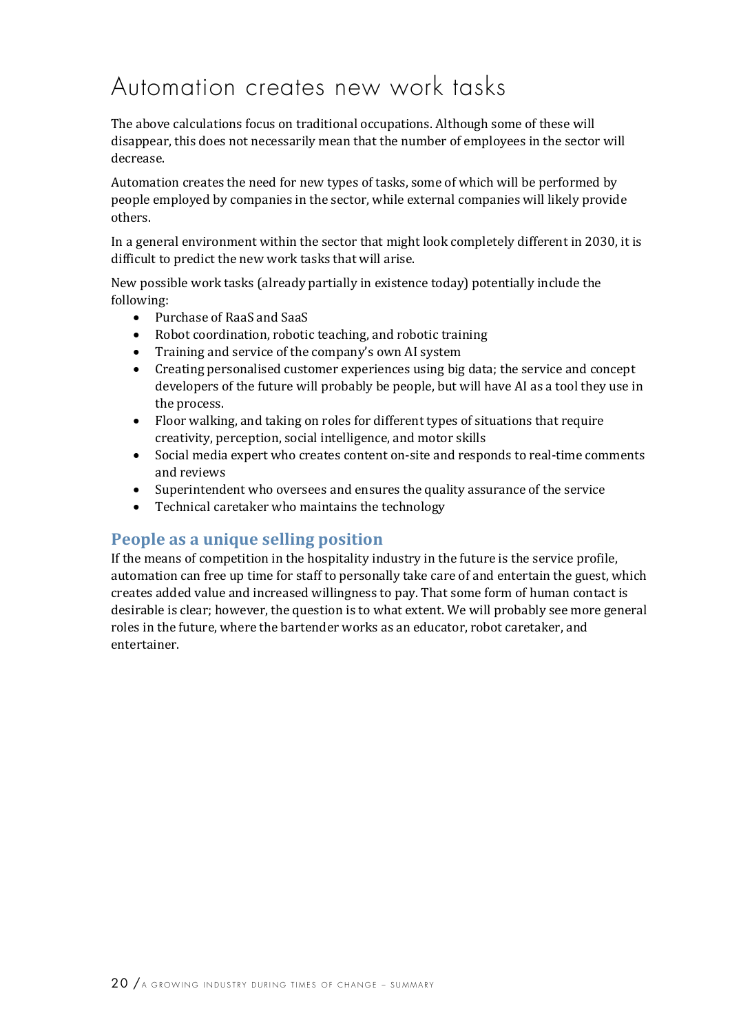# Automation creates new work tasks

The above calculations focus on traditional occupations. Although some of these will disappear, this does not necessarily mean that the number of employees in the sector will decrease.

Automation creates the need for new types of tasks, some of which will be performed by people employed by companies in the sector, while external companies will likely provide others.

In a general environment within the sector that might look completely different in 2030, it is difficult to predict the new work tasks that will arise.

New possible work tasks (already partially in existence today) potentially include the following:

- Purchase of RaaS and SaaS
- Robot coordination, robotic teaching, and robotic training
- Training and service of the company's own AI system
- Creating personalised customer experiences using big data; the service and concept developers of the future will probably be people, but will have AI as a tool they use in the process.
- Floor walking, and taking on roles for different types of situations that require creativity, perception, social intelligence, and motor skills
- Social media expert who creates content on-site and responds to real-time comments and reviews
- Superintendent who oversees and ensures the quality assurance of the service
- Technical caretaker who maintains the technology

## People as a unique selling position

If the means of competition in the hospitality industry in the future is the service profile, automation can free up time for staff to personally take care of and entertain the guest, which creates added value and increased willingness to pay. That some form of human contact is desirable is clear; however, the question is to what extent. We will probably see more general roles in the future, where the bartender works as an educator, robot caretaker, and entertainer.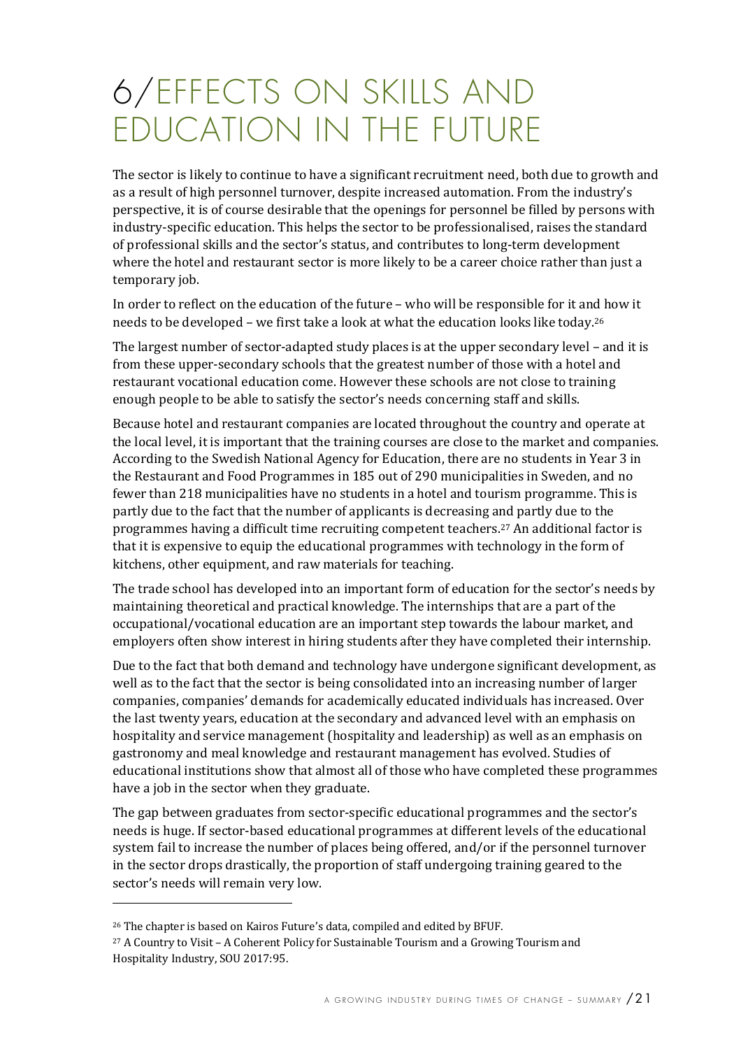# 6/EFFECTS ON SKILLS AND EDUCATION IN THE FUTURE

The sector is likely to continue to have a significant recruitment need, both due to growth and as a result of high personnel turnover, despite increased automation. From the industry's perspective, it is of course desirable that the openings for personnel be filled by persons with industry-specific education. This helps the sector to be professionalised, raises the standard of professional skills and the sector's status, and contributes to long-term development where the hotel and restaurant sector is more likely to be a career choice rather than just a temporary job.

In order to reflect on the education of the future – who will be responsible for it and how it needs to be developed – we first take a look at what the education looks like today.[26]

The largest number of sector-adapted study places is at the upper secondary level – and it is from these upper-secondary schools that the greatest number of those with a hotel and restaurant vocational education come. However these schools are not close to training enough people to be able to satisfy the sector's needs concerning staff and skills.

Because hotel and restaurant companies are located throughout the country and operate at the local level, it is important that the training courses are close to the market and companies. According to the Swedish National Agency for Education, there are no students in Year 3 in the Restaurant and Food Programmes in 185 out of 290 municipalities in Sweden, and no fewer than 218 municipalities have no students in a hotel and tourism programme. This is partly due to the fact that the number of applicants is decreasing and partly due to the programmes having a difficult time recruiting competent teachers.[27] An additional factor is that it is expensive to equip the educational programmes with technology in the form of kitchens, other equipment, and raw materials for teaching.

The trade school has developed into an important form of education for the sector's needs by maintaining theoretical and practical knowledge. The internships that are a part of the occupational/vocational education are an important step towards the labour market, and employers often show interest in hiring students after they have completed their internship.

Due to the fact that both demand and technology have undergone significant development, as well as to the fact that the sector is being consolidated into an increasing number of larger companies, companies' demands for academically educated individuals has increased. Over the last twenty years, education at the secondary and advanced level with an emphasis on hospitality and service management (hospitality and leadership) as well as an emphasis on gastronomy and meal knowledge and restaurant management has evolved. Studies of educational institutions show that almost all of those who have completed these programmes have a job in the sector when they graduate.

The gap between graduates from sector-specific educational programmes and the sector's needs is huge. If sector-based educational programmes at different levels of the educational system fail to increase the number of places being offered, and/or if the personnel turnover in the sector drops drastically, the proportion of staff undergoing training geared to the sector's needs will remain very low.

---

[26] The chapter is based on Kairos Future's data, compiled and edited by BFUF.

[27] A Country to Visit – A Coherent Policy for Sustainable Tourism and a Growing Tourism and Hospitality Industry, SOU 2017:95.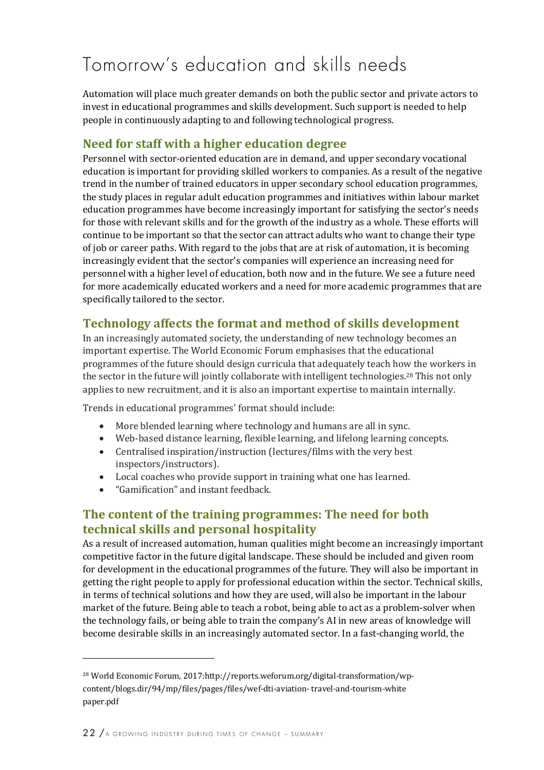# Tomorrow's education and skills needs

Automation will place much greater demands on both the public sector and private actors to invest in educational programmes and skills development. Such support is needed to help people in continuously adapting to and following technological progress.

## Need for staff with a higher education degree

Personnel with sector-oriented education are in demand, and upper secondary vocational education is important for providing skilled workers to companies. As a result of the negative trend in the number of trained educators in upper secondary school education programmes, the study places in regular adult education programmes and initiatives within labour market education programmes have become increasingly important for satisfying the sector's needs for those with relevant skills and for the growth of the industry as a whole. These efforts will continue to be important so that the sector can attract adults who want to change their type of job or career paths. With regard to the jobs that are at risk of automation, it is becoming increasingly evident that the sector's companies will experience an increasing need for personnel with a higher level of education, both now and in the future. We see a future need for more academically educated workers and a need for more academic programmes that are specifically tailored to the sector.

## Technology affects the format and method of skills development

In an increasingly automated society, the understanding of new technology becomes an important expertise. The World Economic Forum emphasises that the educational programmes of the future should design curricula that adequately teach how the workers in the sector in the future will jointly collaborate with intelligent technologies.[28] This not only applies to new recruitment, and it is also an important expertise to maintain internally.

Trends in educational programmes' format should include:

- More blended learning where technology and humans are all in sync.
- Web-based distance learning, flexible learning, and lifelong learning concepts.
- Centralised inspiration/instruction (lectures/films with the very best inspectors/instructors).
- Local coaches who provide support in training what one has learned.
- "Gamification" and instant feedback.

## The content of the training programmes: The need for both technical skills and personal hospitality

As a result of increased automation, human qualities might become an increasingly important competitive factor in the future digital landscape. These should be included and given room for development in the educational programmes of the future. They will also be important in getting the right people to apply for professional education within the sector. Technical skills, in terms of technical solutions and how they are used, will also be important in the labour market of the future. Being able to teach a robot, being able to act as a problem-solver when the technology fails, or being able to train the company's AI in new areas of knowledge will become desirable skills in an increasingly automated sector. In a fast-changing world, the

---

[28] World Economic Forum, 2017:http://reports.weforum.org/digital-transformation/wp-content/blogs.dir/94/mp/files/pages/files/wef-dti-aviation- travel-and-tourism-white paper.pdf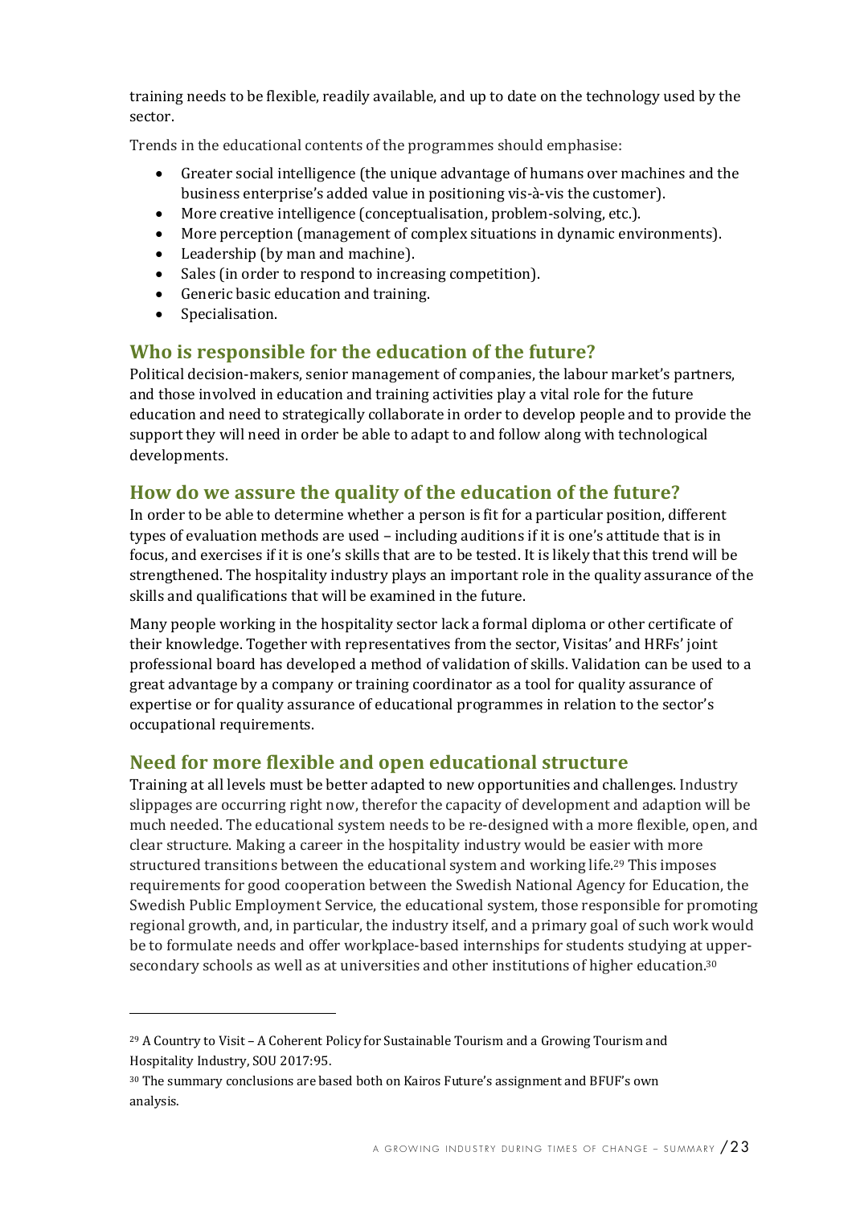training needs to be flexible, readily available, and up to date on the technology used by the sector.

Trends in the educational contents of the programmes should emphasise:

- Greater social intelligence (the unique advantage of humans over machines and the business enterprise's added value in positioning vis-à-vis the customer).
- More creative intelligence (conceptualisation, problem-solving, etc.).
- More perception (management of complex situations in dynamic environments).
- Leadership (by man and machine).
- Sales (in order to respond to increasing competition).
- Generic basic education and training.
- Specialisation.

## Who is responsible for the education of the future?

Political decision-makers, senior management of companies, the labour market's partners, and those involved in education and training activities play a vital role for the future education and need to strategically collaborate in order to develop people and to provide the support they will need in order be able to adapt to and follow along with technological developments.

## How do we assure the quality of the education of the future?

In order to be able to determine whether a person is fit for a particular position, different types of evaluation methods are used – including auditions if it is one's attitude that is in focus, and exercises if it is one's skills that are to be tested. It is likely that this trend will be strengthened. The hospitality industry plays an important role in the quality assurance of the skills and qualifications that will be examined in the future.

Many people working in the hospitality sector lack a formal diploma or other certificate of their knowledge. Together with representatives from the sector, Visitas' and HRFs' joint professional board has developed a method of validation of skills. Validation can be used to a great advantage by a company or training coordinator as a tool for quality assurance of expertise or for quality assurance of educational programmes in relation to the sector's occupational requirements.

## Need for more flexible and open educational structure

Training at all levels must be better adapted to new opportunities and challenges. Industry slippages are occurring right now, therefor the capacity of development and adaption will be much needed. The educational system needs to be re-designed with a more flexible, open, and clear structure. Making a career in the hospitality industry would be easier with more structured transitions between the educational system and working life.[29] This imposes requirements for good cooperation between the Swedish National Agency for Education, the Swedish Public Employment Service, the educational system, those responsible for promoting regional growth, and, in particular, the industry itself, and a primary goal of such work would be to formulate needs and offer workplace-based internships for students studying at upper-secondary schools as well as at universities and other institutions of higher education.[30]

---

[29] A Country to Visit – A Coherent Policy for Sustainable Tourism and a Growing Tourism and Hospitality Industry, SOU 2017:95.

[30] The summary conclusions are based both on Kairos Future's assignment and BFUF's own analysis.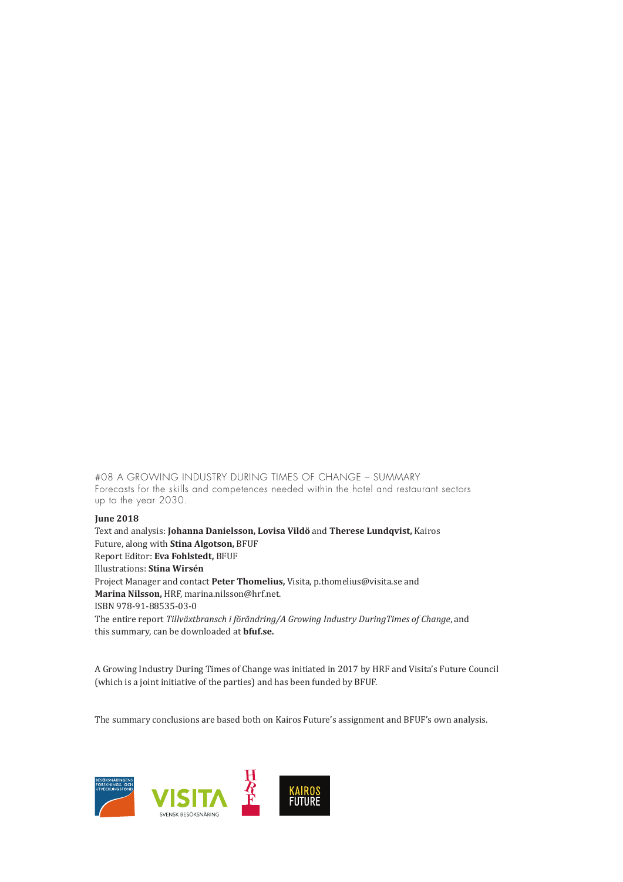#08 A GROWING INDUSTRY DURING TIMES OF CHANGE – SUMMARY
Forecasts for the skills and competences needed within the hotel and restaurant sectors up to the year 2030.

**June 2018**
Text and analysis: **Johanna Danielsson, Lovisa Vildö** and **Therese Lundqvist,** Kairos Future, along with **Stina Algotson,** BFUF
Report Editor: **Eva Fohlstedt,** BFUF
Illustrations: **Stina Wirsén**
Project Manager and contact **Peter Thomelius,** Visita, p.thomelius@visita.se and **Marina Nilsson,** HRF, marina.nilsson@hrf.net.
ISBN 978-91-88535-03-0
The entire report *Tillväxtbransch i förändring/A Growing Industry DuringTimes of Change*, and this summary, can be downloaded at **bfuf.se.**

A Growing Industry During Times of Change was initiated in 2017 by HRF and Visita's Future Council (which is a joint initiative of the parties) and has been funded by BFUF.

The summary conclusions are based both on Kairos Future's assignment and BFUF's own analysis.

BESÖKSNÄRINGENS FORSKNINGS- OCH UTVECKLINGSFOND

VISITA SVENSK BESÖKSNÄRING

HRF

KAIROS FUTURE